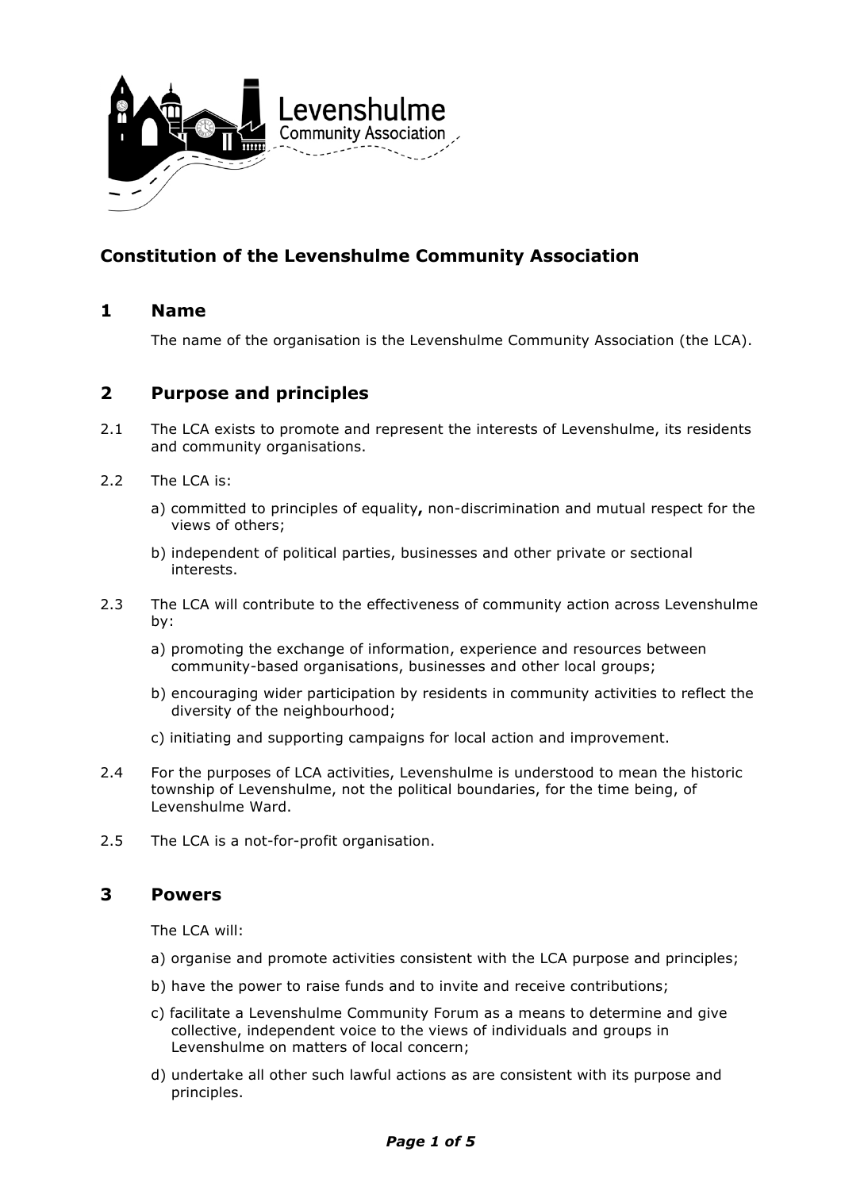# Constitution of the Levenshulme Community Association

## 1 Name

The name of the organisation is the Levenshulme Community Association (the LCA).

## 2 Purpose and principles

2.1 The LCA exists to promote and represent the interests of Levenshulme, its residents and community organisations.

2.2 The LCA is:

a) committed to principles of equality**,** non-discrimination and mutual respect for the views of others;

b) independent of political parties, businesses and other private or sectional interests.

2.3 The LCA will contribute to the effectiveness of community action across Levenshulme by:

a) promoting the exchange of information, experience and resources between community-based organisations, businesses and other local groups;

b) encouraging wider participation by residents in community activities to reflect the diversity of the neighbourhood;

c) initiating and supporting campaigns for local action and improvement.

2.4 For the purposes of LCA activities, Levenshulme is understood to mean the historic township of Levenshulme, not the political boundaries, for the time being, of Levenshulme Ward.

2.5 The LCA is a not-for-profit organisation.

## 3 Powers

The LCA will:

a) organise and promote activities consistent with the LCA purpose and principles;

b) have the power to raise funds and to invite and receive contributions;

c) facilitate a Levenshulme Community Forum as a means to determine and give collective, independent voice to the views of individuals and groups in Levenshulme on matters of local concern;

d) undertake all other such lawful actions as are consistent with its purpose and principles.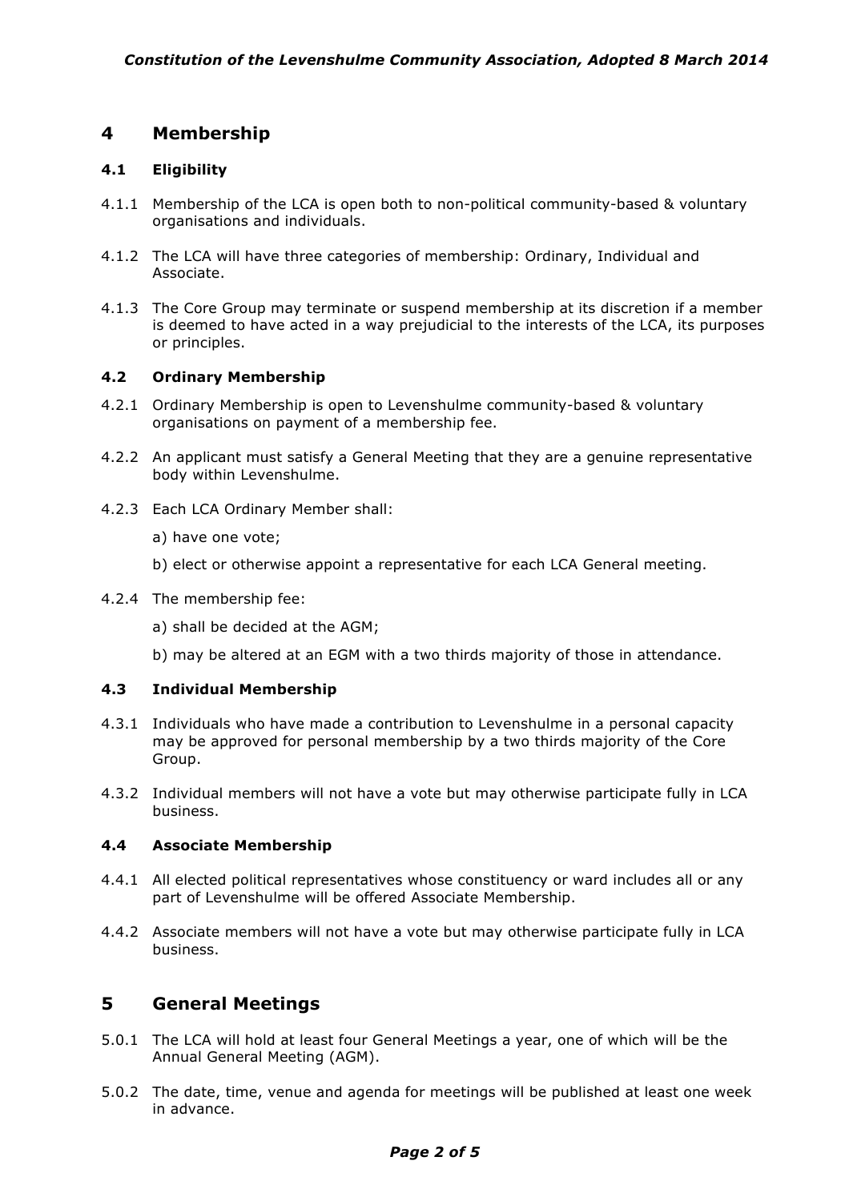## 4 Membership

### 4.1 Eligibility

4.1.1 Membership of the LCA is open both to non-political community-based & voluntary organisations and individuals.

4.1.2 The LCA will have three categories of membership: Ordinary, Individual and Associate.

4.1.3 The Core Group may terminate or suspend membership at its discretion if a member is deemed to have acted in a way prejudicial to the interests of the LCA, its purposes or principles.

### 4.2 Ordinary Membership

4.2.1 Ordinary Membership is open to Levenshulme community-based & voluntary organisations on payment of a membership fee.

4.2.2 An applicant must satisfy a General Meeting that they are a genuine representative body within Levenshulme.

4.2.3 Each LCA Ordinary Member shall:

a) have one vote;

b) elect or otherwise appoint a representative for each LCA General meeting.

4.2.4 The membership fee:

a) shall be decided at the AGM;

b) may be altered at an EGM with a two thirds majority of those in attendance.

### 4.3 Individual Membership

4.3.1 Individuals who have made a contribution to Levenshulme in a personal capacity may be approved for personal membership by a two thirds majority of the Core Group.

4.3.2 Individual members will not have a vote but may otherwise participate fully in LCA business.

### 4.4 Associate Membership

4.4.1 All elected political representatives whose constituency or ward includes all or any part of Levenshulme will be offered Associate Membership.

4.4.2 Associate members will not have a vote but may otherwise participate fully in LCA business.

## 5 General Meetings

5.0.1 The LCA will hold at least four General Meetings a year, one of which will be the Annual General Meeting (AGM).

5.0.2 The date, time, venue and agenda for meetings will be published at least one week in advance.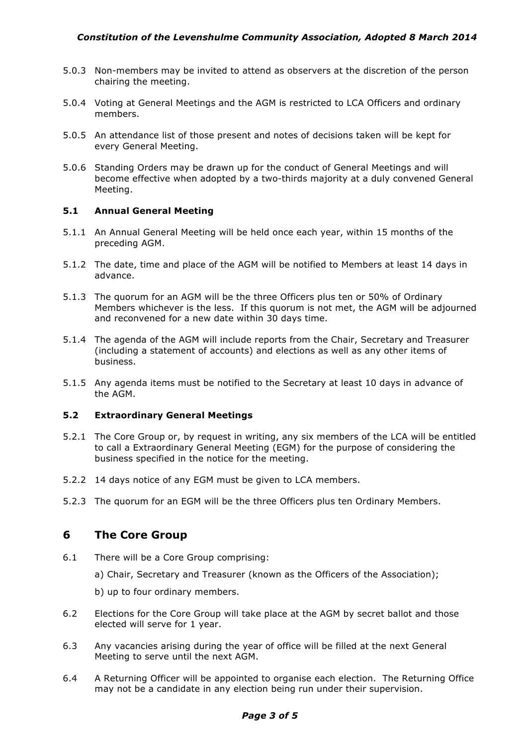5.0.3 Non-members may be invited to attend as observers at the discretion of the person chairing the meeting.

5.0.4 Voting at General Meetings and the AGM is restricted to LCA Officers and ordinary members.

5.0.5 An attendance list of those present and notes of decisions taken will be kept for every General Meeting.

5.0.6 Standing Orders may be drawn up for the conduct of General Meetings and will become effective when adopted by a two-thirds majority at a duly convened General Meeting.

### 5.1 Annual General Meeting

5.1.1 An Annual General Meeting will be held once each year, within 15 months of the preceding AGM.

5.1.2 The date, time and place of the AGM will be notified to Members at least 14 days in advance.

5.1.3 The quorum for an AGM will be the three Officers plus ten or 50% of Ordinary Members whichever is the less. If this quorum is not met, the AGM will be adjourned and reconvened for a new date within 30 days time.

5.1.4 The agenda of the AGM will include reports from the Chair, Secretary and Treasurer (including a statement of accounts) and elections as well as any other items of business.

5.1.5 Any agenda items must be notified to the Secretary at least 10 days in advance of the AGM.

### 5.2 Extraordinary General Meetings

5.2.1 The Core Group or, by request in writing, any six members of the LCA will be entitled to call a Extraordinary General Meeting (EGM) for the purpose of considering the business specified in the notice for the meeting.

5.2.2 14 days notice of any EGM must be given to LCA members.

5.2.3 The quorum for an EGM will be the three Officers plus ten Ordinary Members.

## 6 The Core Group

6.1 There will be a Core Group comprising:

a) Chair, Secretary and Treasurer (known as the Officers of the Association);

b) up to four ordinary members.

6.2 Elections for the Core Group will take place at the AGM by secret ballot and those elected will serve for 1 year.

6.3 Any vacancies arising during the year of office will be filled at the next General Meeting to serve until the next AGM.

6.4 A Returning Officer will be appointed to organise each election. The Returning Office may not be a candidate in any election being run under their supervision.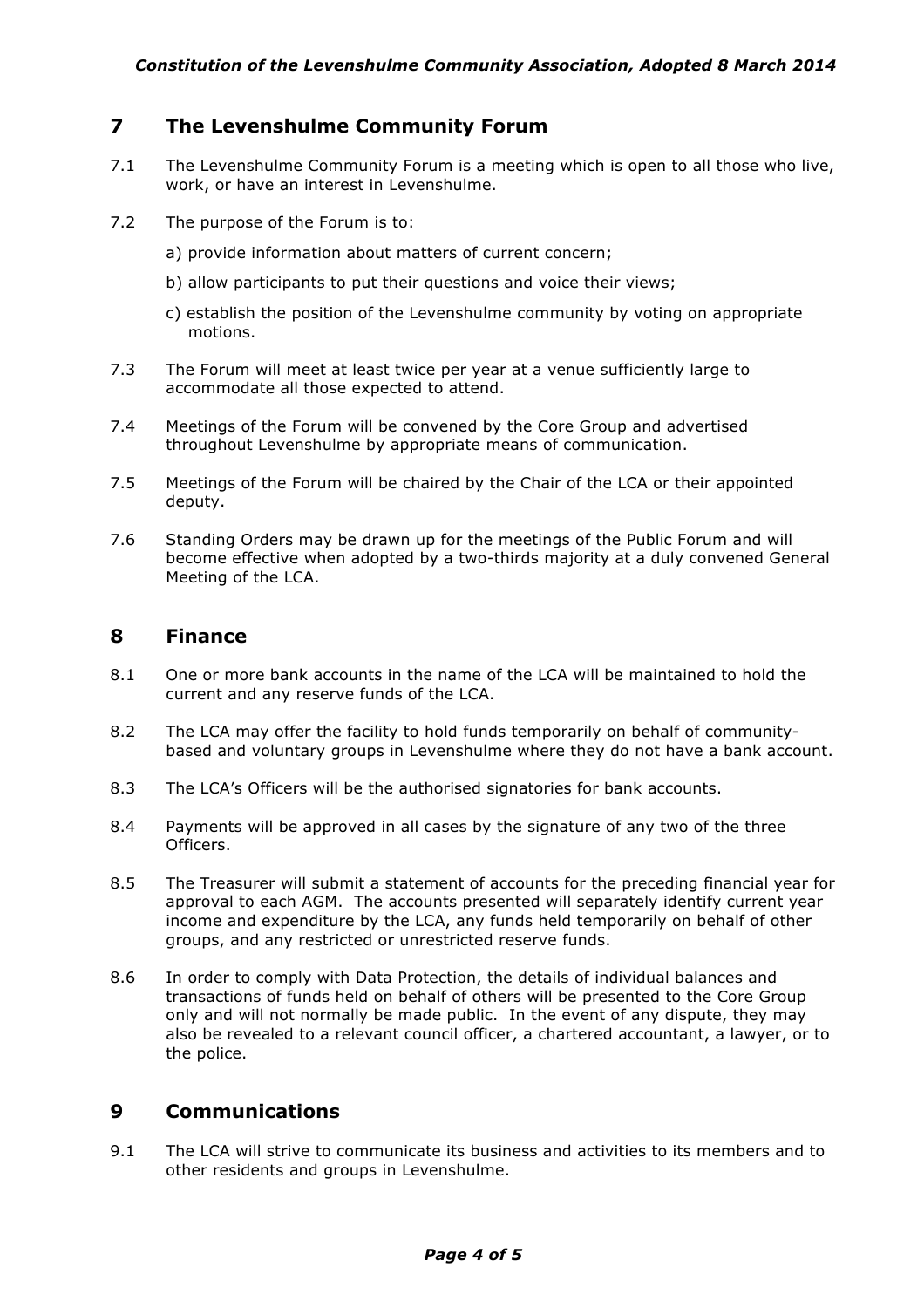## 7 The Levenshulme Community Forum

7.1 The Levenshulme Community Forum is a meeting which is open to all those who live, work, or have an interest in Levenshulme.

7.2 The purpose of the Forum is to:

a) provide information about matters of current concern;

b) allow participants to put their questions and voice their views;

c) establish the position of the Levenshulme community by voting on appropriate motions.

7.3 The Forum will meet at least twice per year at a venue sufficiently large to accommodate all those expected to attend.

7.4 Meetings of the Forum will be convened by the Core Group and advertised throughout Levenshulme by appropriate means of communication.

7.5 Meetings of the Forum will be chaired by the Chair of the LCA or their appointed deputy.

7.6 Standing Orders may be drawn up for the meetings of the Public Forum and will become effective when adopted by a two-thirds majority at a duly convened General Meeting of the LCA.

## 8 Finance

8.1 One or more bank accounts in the name of the LCA will be maintained to hold the current and any reserve funds of the LCA.

8.2 The LCA may offer the facility to hold funds temporarily on behalf of community-based and voluntary groups in Levenshulme where they do not have a bank account.

8.3 The LCA's Officers will be the authorised signatories for bank accounts.

8.4 Payments will be approved in all cases by the signature of any two of the three Officers.

8.5 The Treasurer will submit a statement of accounts for the preceding financial year for approval to each AGM. The accounts presented will separately identify current year income and expenditure by the LCA, any funds held temporarily on behalf of other groups, and any restricted or unrestricted reserve funds.

8.6 In order to comply with Data Protection, the details of individual balances and transactions of funds held on behalf of others will be presented to the Core Group only and will not normally be made public. In the event of any dispute, they may also be revealed to a relevant council officer, a chartered accountant, a lawyer, or to the police.

## 9 Communications

9.1 The LCA will strive to communicate its business and activities to its members and to other residents and groups in Levenshulme.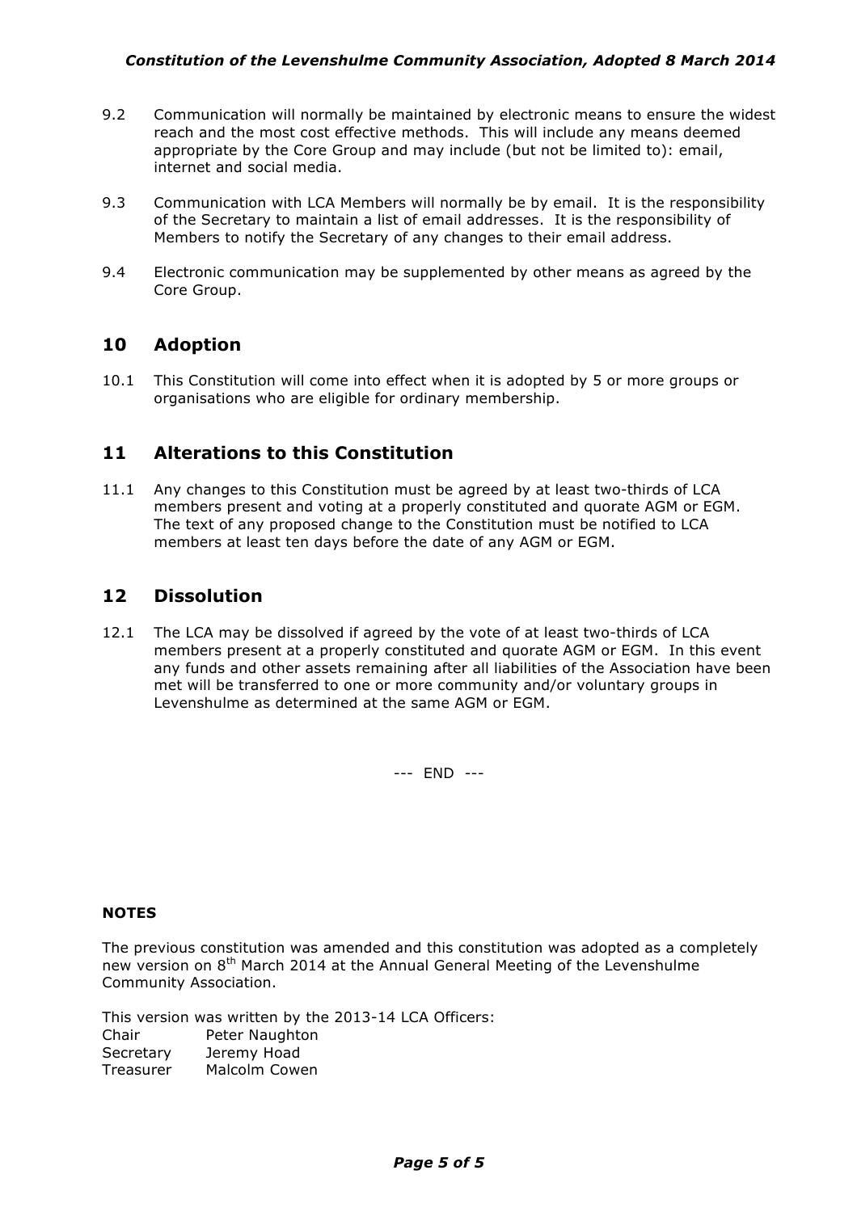9.2 Communication will normally be maintained by electronic means to ensure the widest reach and the most cost effective methods. This will include any means deemed appropriate by the Core Group and may include (but not be limited to): email, internet and social media.

9.3 Communication with LCA Members will normally be by email. It is the responsibility of the Secretary to maintain a list of email addresses. It is the responsibility of Members to notify the Secretary of any changes to their email address.

9.4 Electronic communication may be supplemented by other means as agreed by the Core Group.

## 10 Adoption

10.1 This Constitution will come into effect when it is adopted by 5 or more groups or organisations who are eligible for ordinary membership.

## 11 Alterations to this Constitution

11.1 Any changes to this Constitution must be agreed by at least two-thirds of LCA members present and voting at a properly constituted and quorate AGM or EGM. The text of any proposed change to the Constitution must be notified to LCA members at least ten days before the date of any AGM or EGM.

## 12 Dissolution

12.1 The LCA may be dissolved if agreed by the vote of at least two-thirds of LCA members present at a properly constituted and quorate AGM or EGM. In this event any funds and other assets remaining after all liabilities of the Association have been met will be transferred to one or more community and/or voluntary groups in Levenshulme as determined at the same AGM or EGM.

--- END ---

**NOTES**

The previous constitution was amended and this constitution was adopted as a completely new version on 8th March 2014 at the Annual General Meeting of the Levenshulme Community Association.

This version was written by the 2013-14 LCA Officers:

| | |
|---|---|
| Chair | Peter Naughton |
| Secretary | Jeremy Hoad |
| Treasurer | Malcolm Cowen |